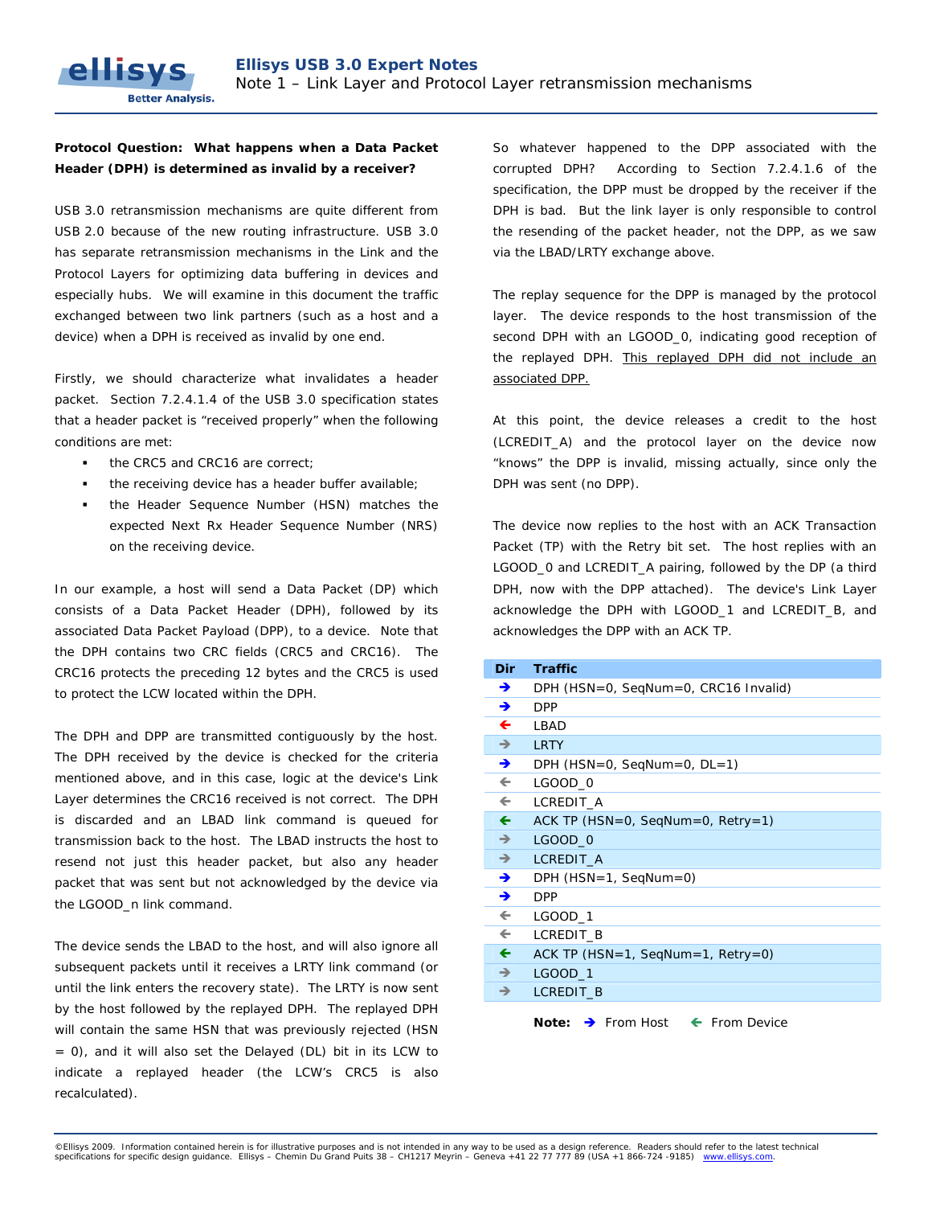**Protocol Question: What happens when a Data Packet Header (DPH) is determined as invalid by a receiver?**

USB 3.0 retransmission mechanisms are quite different from USB 2.0 because of the new routing infrastructure. USB 3.0 has separate retransmission mechanisms in the Link and the Protocol Layers for optimizing data buffering in devices and especially hubs. We will examine in this document the traffic exchanged between two link partners (such as a host and a device) when a DPH is received as invalid by one end.

Firstly, we should characterize what invalidates a header packet. Section 7.2.4.1.4 of the USB 3.0 specification states that a header packet is "received properly" when the following conditions are met:

- the CRC5 and CRC16 are correct;
- the receiving device has a header buffer available;
- the Header Sequence Number (HSN) matches the expected Next Rx Header Sequence Number (NRS) on the receiving device.

In our example, a host will send a Data Packet (DP) which consists of a Data Packet Header (DPH), followed by its associated Data Packet Payload (DPP), to a device. Note that the DPH contains two CRC fields (CRC5 and CRC16). The CRC16 protects the preceding 12 bytes and the CRC5 is used to protect the LCW located within the DPH.

The DPH and DPP are transmitted contiguously by the host. The DPH received by the device is checked for the criteria mentioned above, and in this case, logic at the device's Link Layer determines the CRC16 received is not correct. The DPH is discarded and an LBAD link command is queued for transmission back to the host. The LBAD instructs the host to resend not just this header packet, but also any header packet that was sent but not acknowledged by the device via the LGOOD_n link command.

The device sends the LBAD to the host, and will also ignore all subsequent packets until it receives a LRTY link command (or until the link enters the recovery state). The LRTY is now sent by the host followed by the replayed DPH. The replayed DPH will contain the same HSN that was previously rejected (HSN = 0), and it will also set the Delayed (DL) bit in its LCW to indicate a replayed header (the LCW's CRC5 is also recalculated).

So whatever happened to the DPP associated with the corrupted DPH? According to Section 7.2.4.1.6 of the specification, the DPP must be dropped by the receiver if the DPH is bad. But the link layer is only responsible to control the resending of the packet header, not the DPP, as we saw via the LBAD/LRTY exchange above.

The replay sequence for the DPP is managed by the protocol layer. The device responds to the host transmission of the second DPH with an LGOOD_0, indicating good reception of the replayed DPH. <u>This replayed DPH did not include an associated DPP.</u>

At this point, the device releases a credit to the host (LCREDIT_A) and the protocol layer on the device now "knows" the DPP is invalid, missing actually, since only the DPH was sent (no DPP).

The device now replies to the host with an ACK Transaction Packet (TP) with the Retry bit set. The host replies with an LGOOD_0 and LCREDIT_A pairing, followed by the DP (a third DPH, now with the DPP attached). The device's Link Layer acknowledge the DPH with LGOOD_1 and LCREDIT_B, and acknowledges the DPP with an ACK TP.

| Dir | Traffic |
|---|---|
| → | DPH (HSN=0, SeqNum=0, CRC16 Invalid) |
| → | DPP |
| ← | LBAD |
| → | LRTY |
| → | DPH (HSN=0, SeqNum=0, DL=1) |
| ← | LGOOD_0 |
| ← | LCREDIT_A |
| ← | ACK TP (HSN=0, SeqNum=0, Retry=1) |
| → | LGOOD_0 |
| → | LCREDIT_A |
| → | DPH (HSN=1, SeqNum=0) |
| → | DPP |
| ← | LGOOD_1 |
| ← | LCREDIT_B |
| ← | ACK TP (HSN=1, SeqNum=1, Retry=0) |
| → | LGOOD_1 |
| → | LCREDIT_B |

**Note:** → From Host ← From Device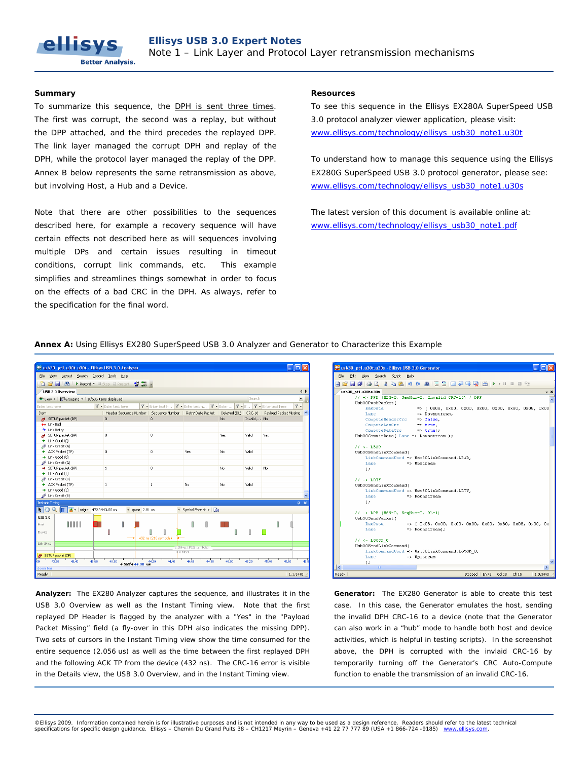## Summary

To summarize this sequence, the DPH is sent three times. The first was corrupt, the second was a replay, but without the DPP attached, and the third precedes the replayed DPP. The link layer managed the corrupt DPH and replay of the DPH, while the protocol layer managed the replay of the DPP. Annex B below represents the same retransmission as above, but involving Host, a Hub and a Device.

Note that there are other possibilities to the sequences described here, for example a recovery sequence will have certain effects not described here as will sequences involving multiple DPs and certain issues resulting in timeout conditions, corrupt link commands, etc. This example simplifies and streamlines things somewhat in order to focus on the effects of a bad CRC in the DPH. As always, refer to the specification for the final word.

## Resources

To see this sequence in the Ellisys EX280A SuperSpeed USB 3.0 protocol analyzer viewer application, please visit: www.ellisys.com/technology/ellisys_usb30_note1.u30t

To understand how to manage this sequence using the Ellisys EX280G SuperSpeed USB 3.0 protocol generator, please see: www.ellisys.com/technology/ellisys_usb30_note1.u30s

The latest version of this document is available online at: www.ellisys.com/technology/ellisys_usb30_note1.pdf

**Annex A:** Using Ellisys EX280 SuperSpeed USB 3.0 Analyzer and Generator to Characterize this Example

**Analyzer:** The EX280 Analyzer captures the sequence, and illustrates it in the USB 3.0 Overview as well as the Instant Timing view. Note that the first replayed DP Header is flagged by the analyzer with a "Yes" in the "Payload Packet Missing" field (a fly-over in this DPH also indicates the missing DPP). Two sets of cursors in the Instant Timing view show the time consumed for the entire sequence (2.056 us) as well as the time between the first replayed DPH and the following ACK TP from the device (432 ns). The CRC-16 error is visible in the Details view, the USB 3.0 Overview, and in the Instant Timing view.

**Generator:** The EX280 Generator is able to create this test case. In this case, the Generator emulates the host, sending the invalid DPH CRC-16 to a device (note that the Generator can also work in a "hub" mode to handle both host and device activities, which is helpful in testing scripts). In the screenshot above, the DPH is corrupted with the invlaid CRC-16 by temporarily turning off the Generator's CRC Auto-Compute function to enable the transmission of an invalid CRC-16.

©Ellisys 2009. Information contained herein is for illustrative purposes and is not intended in any way to be used as a design reference. Readers should refer to the latest technical specifications for specific design guidance. Ellisys – Chemin Du Grand Puits 38 – CH1217 Meyrin – Geneva +41 22 77 777 89 (USA +1 866-724 -9185) www.ellisys.com.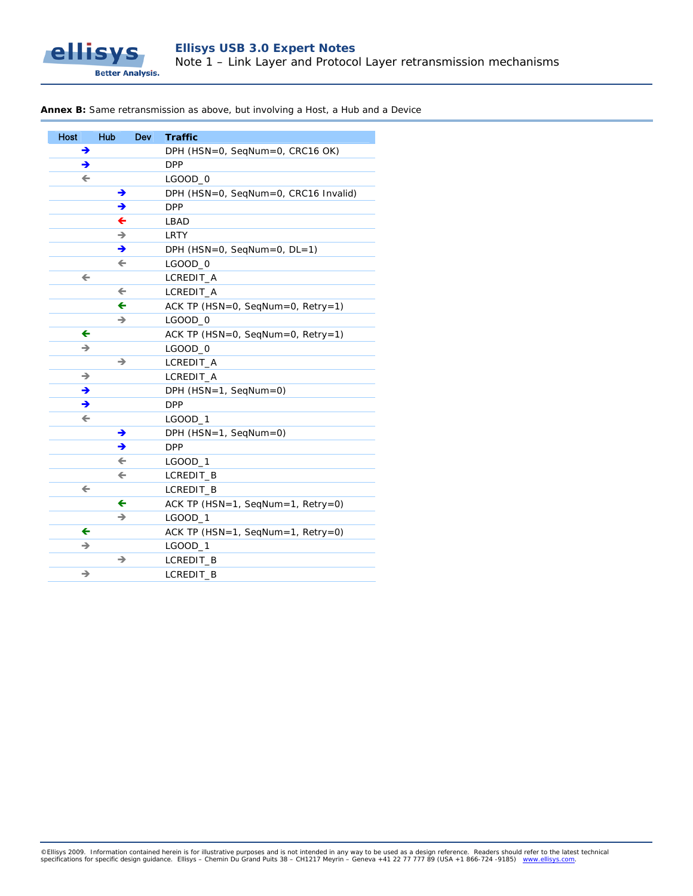**Annex B:** Same retransmission as above, but involving a Host, a Hub and a Device

| Host | Hub | Dev | Traffic |
|---|---|---|---|
| → | | | DPH (HSN=0, SeqNum=0, CRC16 OK) |
| → | | | DPP |
| ← | | | LGOOD_0 |
| | → | | DPH (HSN=0, SeqNum=0, CRC16 Invalid) |
| | → | | DPP |
| | ← | | LBAD |
| | → | | LRTY |
| | → | | DPH (HSN=0, SeqNum=0, DL=1) |
| | ← | | LGOOD_0 |
| ← | | | LCREDIT_A |
| | ← | | LCREDIT_A |
| | ← | | ACK TP (HSN=0, SeqNum=0, Retry=1) |
| | → | | LGOOD_0 |
| ← | | | ACK TP (HSN=0, SeqNum=0, Retry=1) |
| → | | | LGOOD_0 |
| | → | | LCREDIT_A |
| → | | | LCREDIT_A |
| → | | | DPH (HSN=1, SeqNum=0) |
| → | | | DPP |
| ← | | | LGOOD_1 |
| | → | | DPH (HSN=1, SeqNum=0) |
| | → | | DPP |
| | ← | | LGOOD_1 |
| | ← | | LCREDIT_B |
| ← | | | LCREDIT_B |
| | ← | | ACK TP (HSN=1, SeqNum=1, Retry=0) |
| | → | | LGOOD_1 |
| ← | | | ACK TP (HSN=1, SeqNum=1, Retry=0) |
| → | | | LGOOD_1 |
| | → | | LCREDIT_B |
| → | | | LCREDIT_B |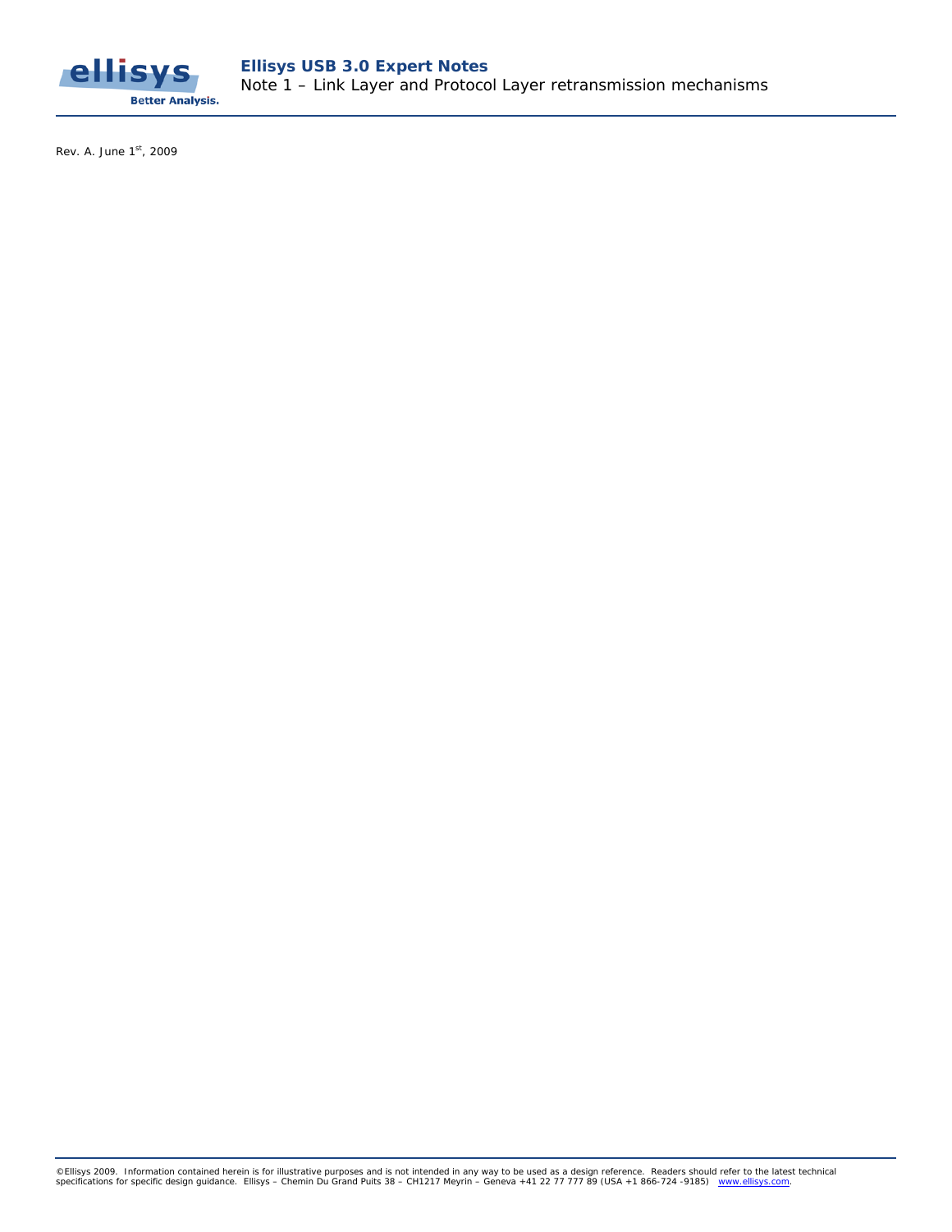Rev. A. June 1st, 2009